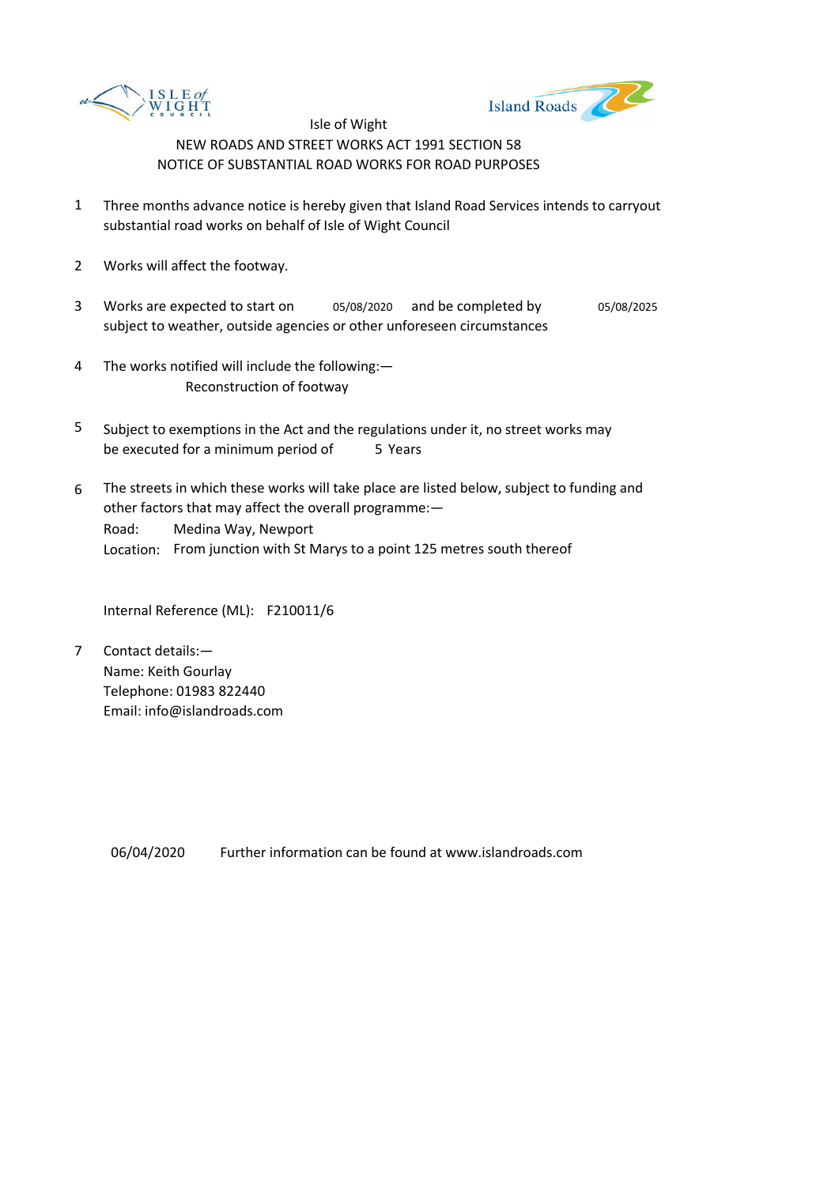Isle of Wight

NEW ROADS AND STREET WORKS ACT 1991 SECTION 58

NOTICE OF SUBSTANTIAL ROAD WORKS FOR ROAD PURPOSES

1. Three months advance notice is hereby given that Island Road Services intends to carryout substantial road works on behalf of Isle of Wight Council

2. Works will affect the footway.

3. Works are expected to start on 05/08/2020 and be completed by 05/08/2025 subject to weather, outside agencies or other unforeseen circumstances

4. The works notified will include the following:—
   Reconstruction of footway

5. Subject to exemptions in the Act and the regulations under it, no street works may be executed for a minimum period of 5 Years

6. The streets in which these works will take place are listed below, subject to funding and other factors that may affect the overall programme:—
   Road: Medina Way, Newport
   Location: From junction with St Marys to a point 125 metres south thereof

   Internal Reference (ML): F210011/6

7. Contact details:—
   Name: Keith Gourlay
   Telephone: 01983 822440
   Email: info@islandroads.com

06/04/2020 Further information can be found at www.islandroads.com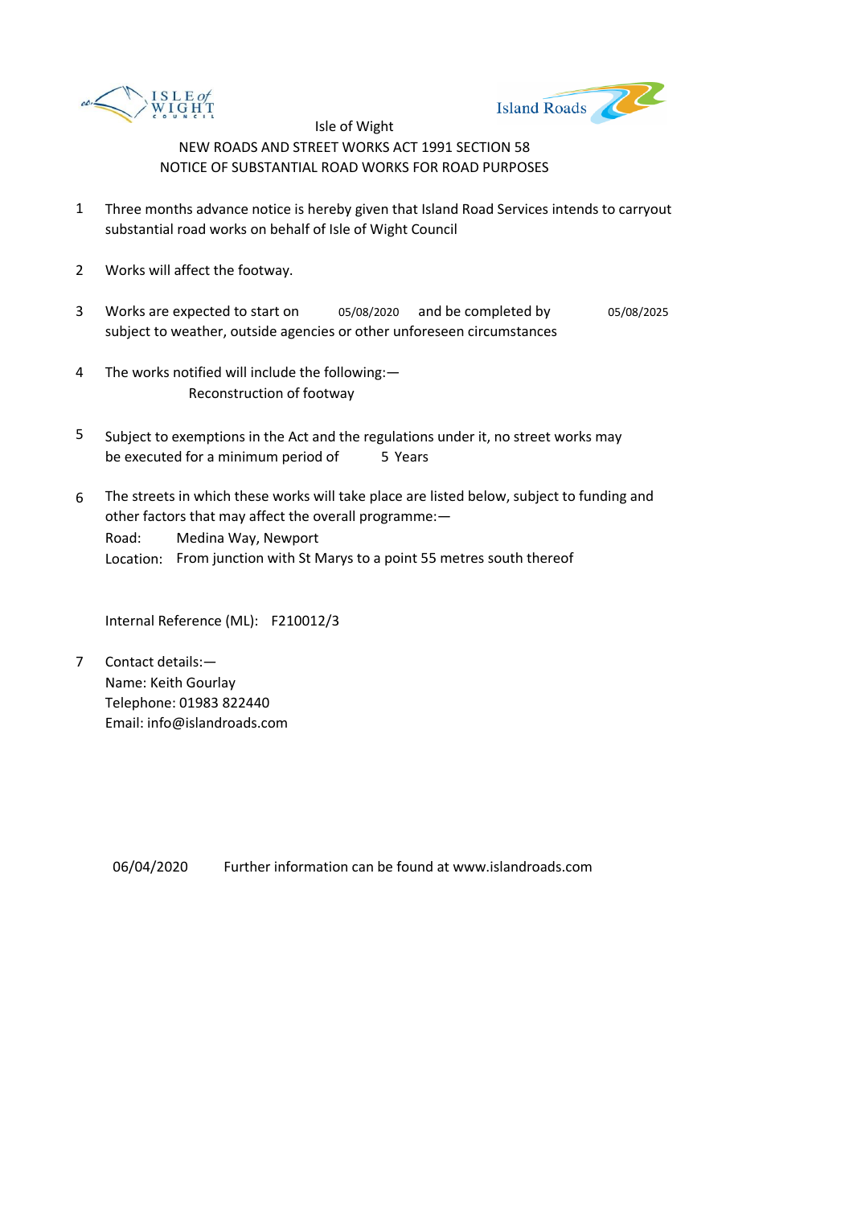Isle of Wight

NEW ROADS AND STREET WORKS ACT 1991 SECTION 58

NOTICE OF SUBSTANTIAL ROAD WORKS FOR ROAD PURPOSES

1 Three months advance notice is hereby given that Island Road Services intends to carryout substantial road works on behalf of Isle of Wight Council

2 Works will affect the footway.

3 Works are expected to start on 05/08/2020 and be completed by 05/08/2025 subject to weather, outside agencies or other unforeseen circumstances

4 The works notified will include the following:—
Reconstruction of footway

5 Subject to exemptions in the Act and the regulations under it, no street works may be executed for a minimum period of 5 Years

6 The streets in which these works will take place are listed below, subject to funding and other factors that may affect the overall programme:—
Road: Medina Way, Newport
Location: From junction with St Marys to a point 55 metres south thereof

Internal Reference (ML): F210012/3

7 Contact details:—
Name: Keith Gourlay
Telephone: 01983 822440
Email: info@islandroads.com

06/04/2020 Further information can be found at www.islandroads.com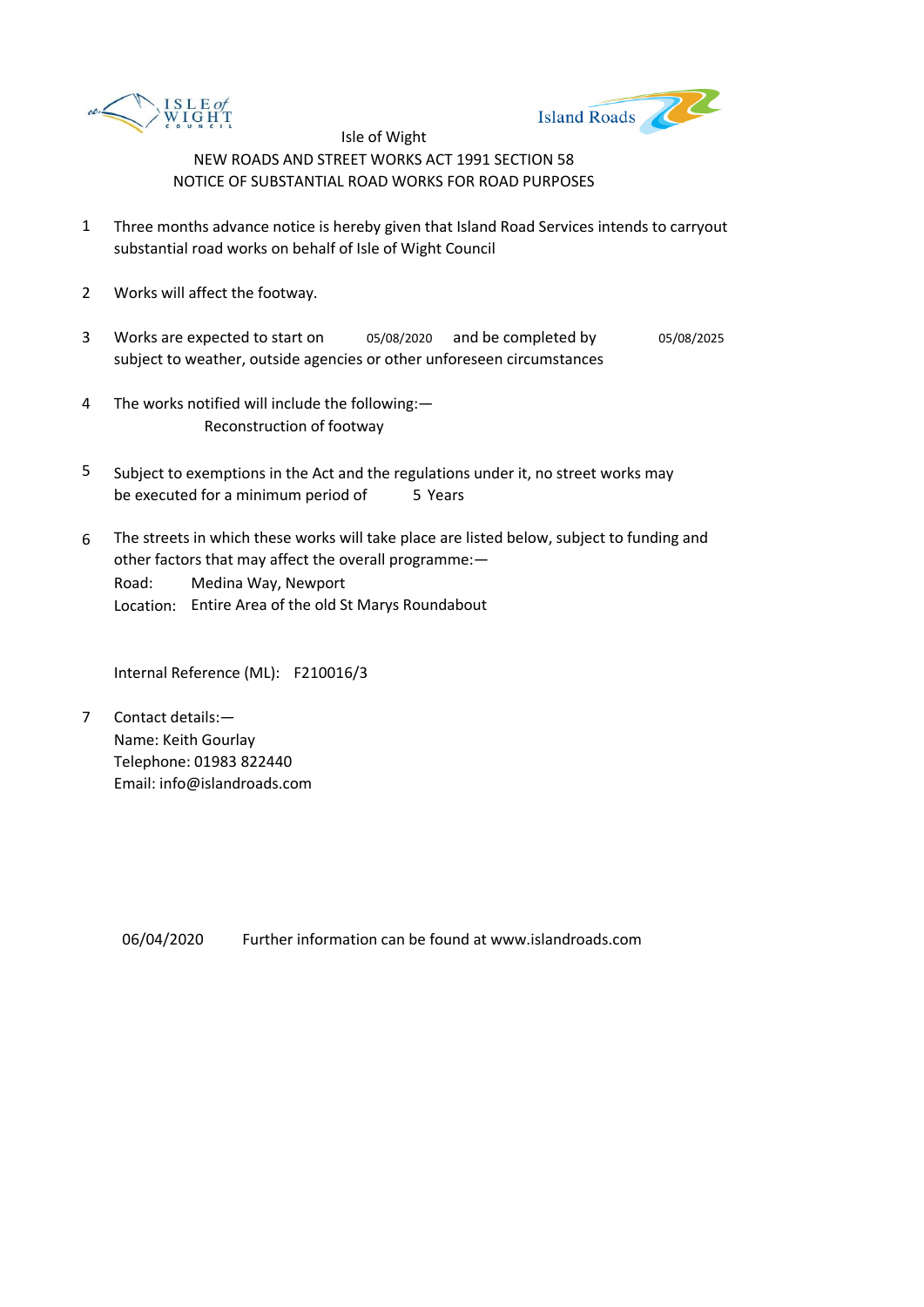Isle of Wight

NEW ROADS AND STREET WORKS ACT 1991 SECTION 58

NOTICE OF SUBSTANTIAL ROAD WORKS FOR ROAD PURPOSES

1 Three months advance notice is hereby given that Island Road Services intends to carryout substantial road works on behalf of Isle of Wight Council

2 Works will affect the footway.

3 Works are expected to start on 05/08/2020 and be completed by 05/08/2025 subject to weather, outside agencies or other unforeseen circumstances

4 The works notified will include the following:—
Reconstruction of footway

5 Subject to exemptions in the Act and the regulations under it, no street works may be executed for a minimum period of 5 Years

6 The streets in which these works will take place are listed below, subject to funding and other factors that may affect the overall programme:—
Road: Medina Way, Newport
Location: Entire Area of the old St Marys Roundabout

Internal Reference (ML): F210016/3

7 Contact details:—
Name: Keith Gourlay
Telephone: 01983 822440
Email: info@islandroads.com

06/04/2020 Further information can be found at www.islandroads.com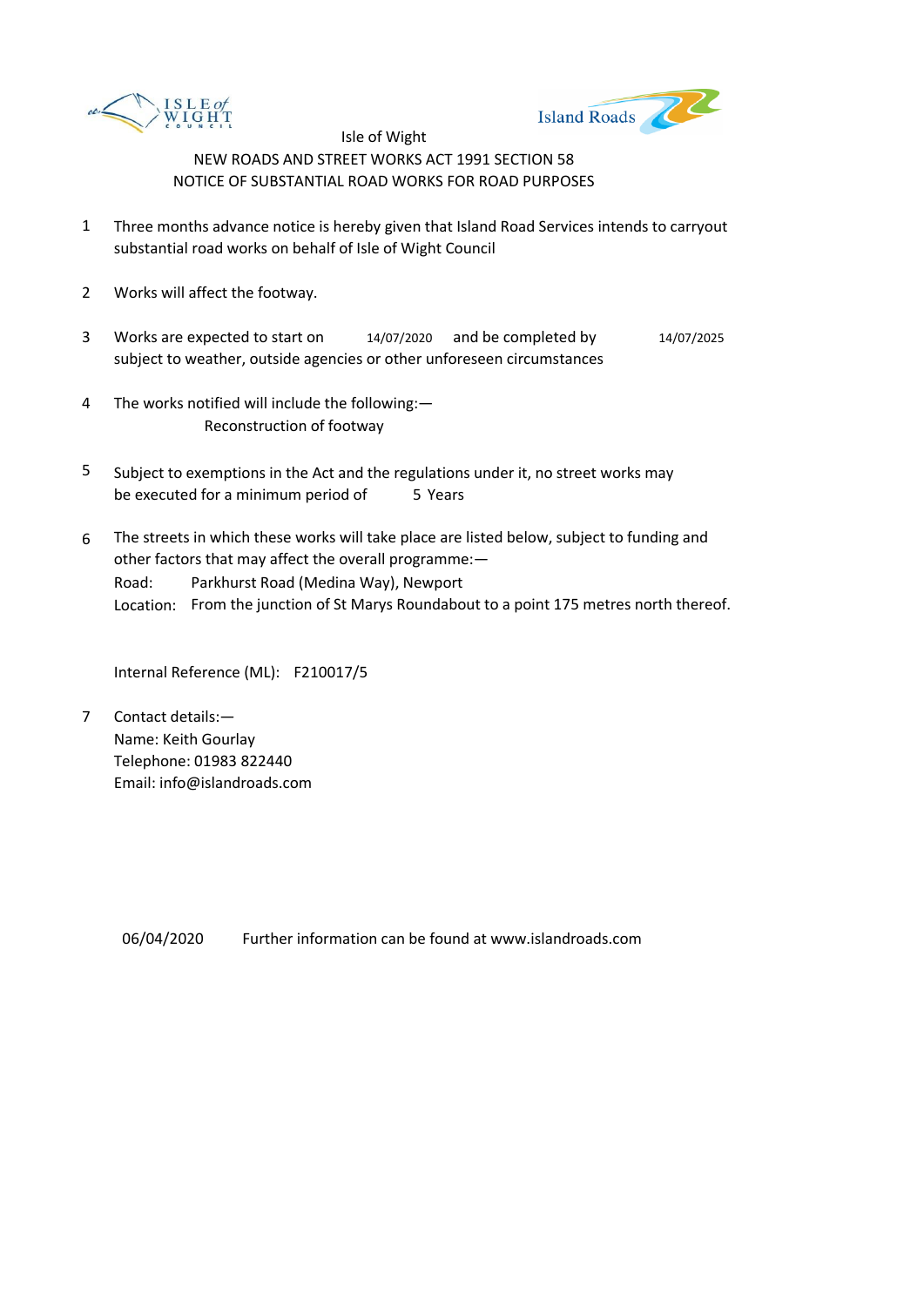Isle of Wight

NEW ROADS AND STREET WORKS ACT 1991 SECTION 58

NOTICE OF SUBSTANTIAL ROAD WORKS FOR ROAD PURPOSES

1. Three months advance notice is hereby given that Island Road Services intends to carryout substantial road works on behalf of Isle of Wight Council

2. Works will affect the footway.

3. Works are expected to start on 14/07/2020 and be completed by 14/07/2025 subject to weather, outside agencies or other unforeseen circumstances

4. The works notified will include the following:—
   Reconstruction of footway

5. Subject to exemptions in the Act and the regulations under it, no street works may be executed for a minimum period of 5 Years

6. The streets in which these works will take place are listed below, subject to funding and other factors that may affect the overall programme:—
   Road: Parkhurst Road (Medina Way), Newport
   Location: From the junction of St Marys Roundabout to a point 175 metres north thereof.

   Internal Reference (ML): F210017/5

7. Contact details:—
   Name: Keith Gourlay
   Telephone: 01983 822440
   Email: info@islandroads.com

06/04/2020 Further information can be found at www.islandroads.com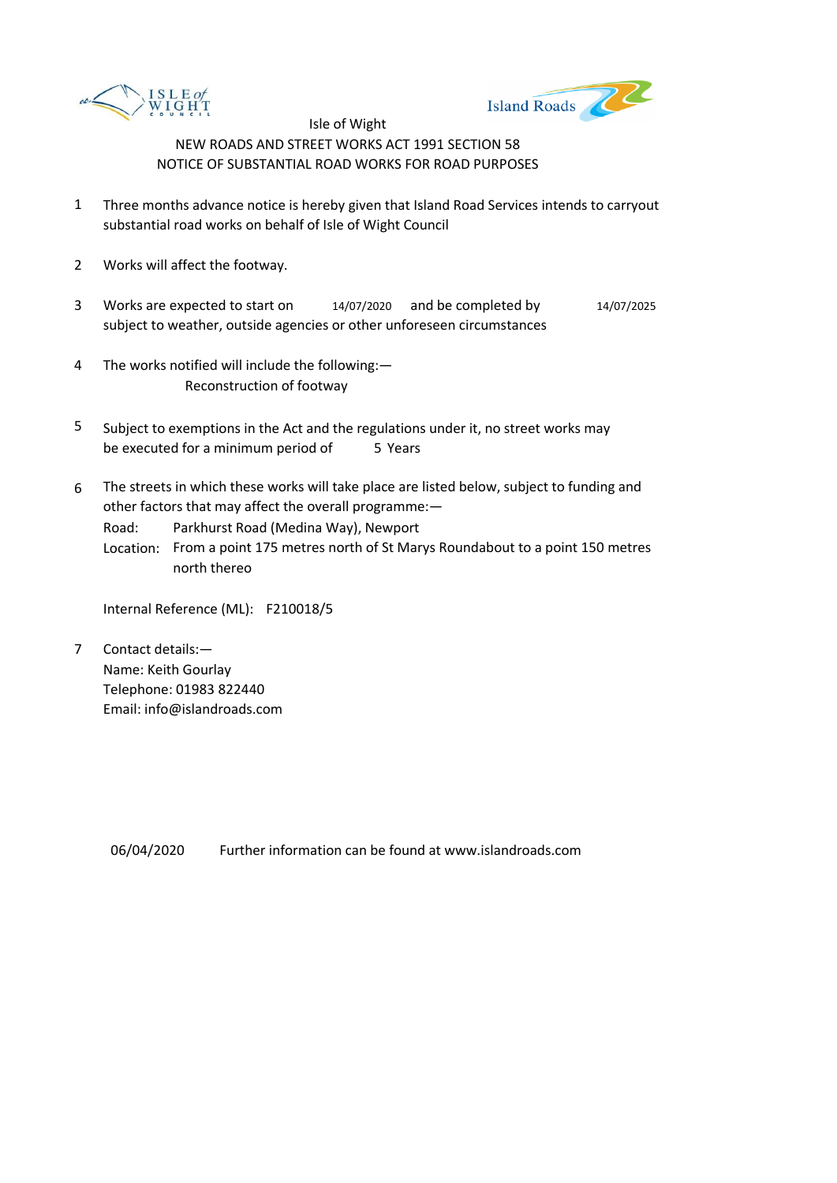ISLE of WIGHT COUNCIL

Island Roads

Isle of Wight

NEW ROADS AND STREET WORKS ACT 1991 SECTION 58

NOTICE OF SUBSTANTIAL ROAD WORKS FOR ROAD PURPOSES

1. Three months advance notice is hereby given that Island Road Services intends to carryout substantial road works on behalf of Isle of Wight Council

2. Works will affect the footway.

3. Works are expected to start on 14/07/2020 and be completed by 14/07/2025 subject to weather, outside agencies or other unforeseen circumstances

4. The works notified will include the following:—

   Reconstruction of footway

5. Subject to exemptions in the Act and the regulations under it, no street works may be executed for a minimum period of 5 Years

6. The streets in which these works will take place are listed below, subject to funding and other factors that may affect the overall programme:—

   Road: Parkhurst Road (Medina Way), Newport

   Location: From a point 175 metres north of St Marys Roundabout to a point 150 metres north thereo

   Internal Reference (ML): F210018/5

7. Contact details:—

   Name: Keith Gourlay

   Telephone: 01983 822440

   Email: info@islandroads.com

06/04/2020 Further information can be found at www.islandroads.com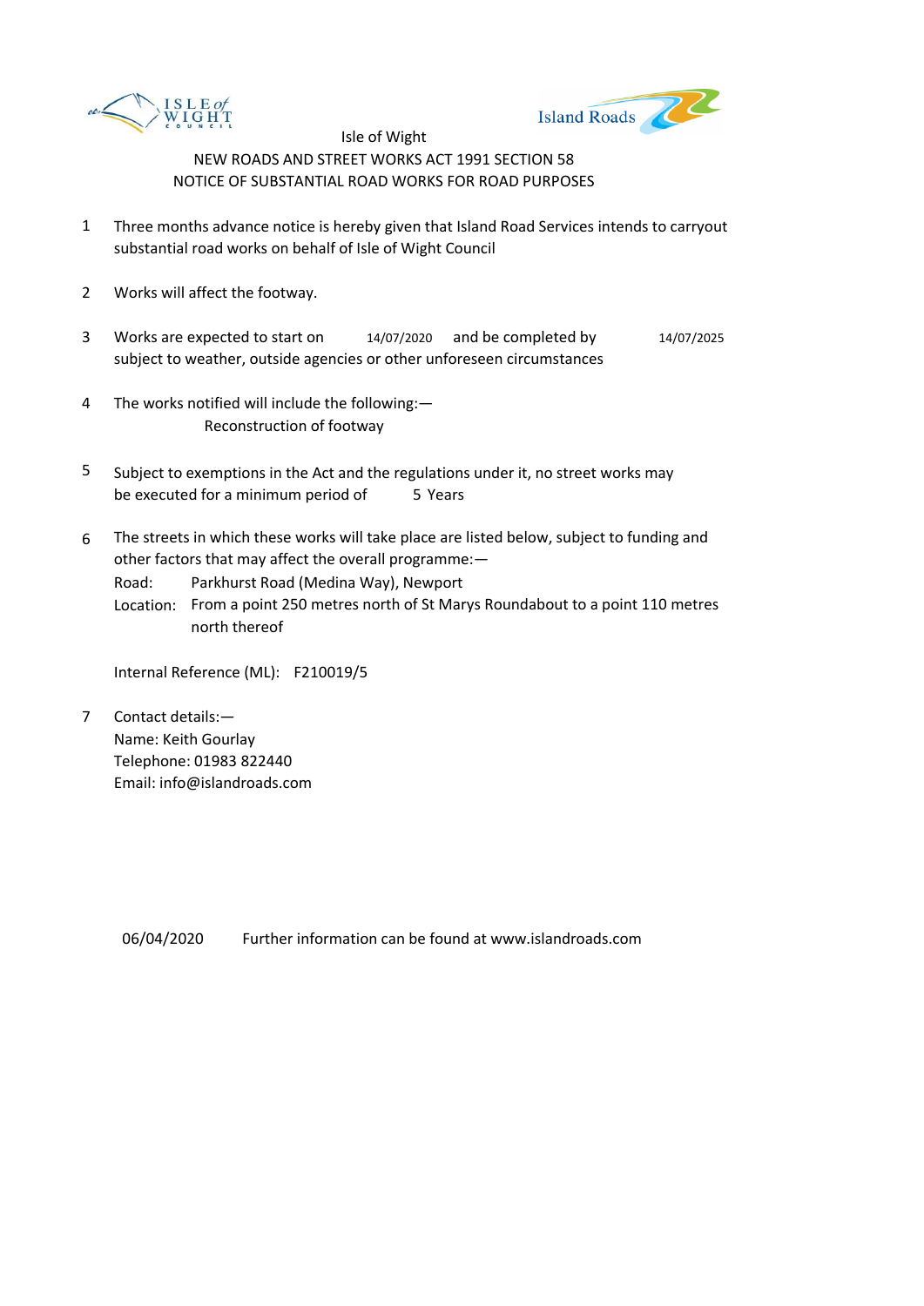Isle of Wight

NEW ROADS AND STREET WORKS ACT 1991 SECTION 58

NOTICE OF SUBSTANTIAL ROAD WORKS FOR ROAD PURPOSES

1. Three months advance notice is hereby given that Island Road Services intends to carryout substantial road works on behalf of Isle of Wight Council

2. Works will affect the footway.

3. Works are expected to start on 14/07/2020 and be completed by 14/07/2025 subject to weather, outside agencies or other unforeseen circumstances

4. The works notified will include the following:—
   Reconstruction of footway

5. Subject to exemptions in the Act and the regulations under it, no street works may be executed for a minimum period of 5 Years

6. The streets in which these works will take place are listed below, subject to funding and other factors that may affect the overall programme:—
   Road: Parkhurst Road (Medina Way), Newport
   Location: From a point 250 metres north of St Marys Roundabout to a point 110 metres north thereof

   Internal Reference (ML): F210019/5

7. Contact details:—
   Name: Keith Gourlay
   Telephone: 01983 822440
   Email: info@islandroads.com

06/04/2020 Further information can be found at www.islandroads.com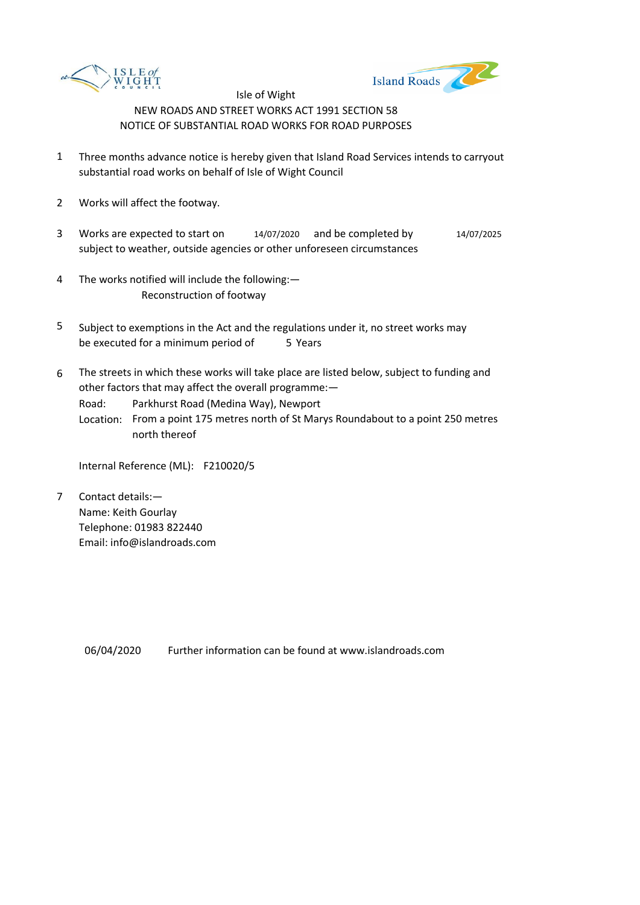Isle of Wight

NEW ROADS AND STREET WORKS ACT 1991 SECTION 58

NOTICE OF SUBSTANTIAL ROAD WORKS FOR ROAD PURPOSES

1. Three months advance notice is hereby given that Island Road Services intends to carryout substantial road works on behalf of Isle of Wight Council

2. Works will affect the footway.

3. Works are expected to start on 14/07/2020 and be completed by 14/07/2025 subject to weather, outside agencies or other unforeseen circumstances

4. The works notified will include the following:—
   Reconstruction of footway

5. Subject to exemptions in the Act and the regulations under it, no street works may be executed for a minimum period of 5 Years

6. The streets in which these works will take place are listed below, subject to funding and other factors that may affect the overall programme:—
   Road: Parkhurst Road (Medina Way), Newport
   Location: From a point 175 metres north of St Marys Roundabout to a point 250 metres north thereof

   Internal Reference (ML): F210020/5

7. Contact details:—
   Name: Keith Gourlay
   Telephone: 01983 822440
   Email: info@islandroads.com

06/04/2020 Further information can be found at www.islandroads.com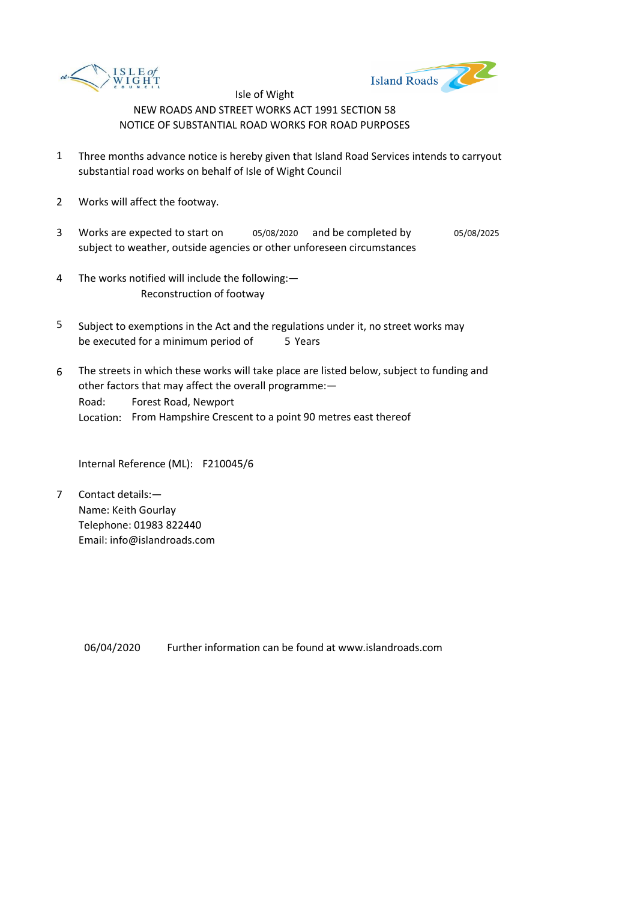Isle of Wight

NEW ROADS AND STREET WORKS ACT 1991 SECTION 58

NOTICE OF SUBSTANTIAL ROAD WORKS FOR ROAD PURPOSES

1. Three months advance notice is hereby given that Island Road Services intends to carryout substantial road works on behalf of Isle of Wight Council

2. Works will affect the footway.

3. Works are expected to start on 05/08/2020 and be completed by 05/08/2025 subject to weather, outside agencies or other unforeseen circumstances

4. The works notified will include the following:—
   Reconstruction of footway

5. Subject to exemptions in the Act and the regulations under it, no street works may be executed for a minimum period of 5 Years

6. The streets in which these works will take place are listed below, subject to funding and other factors that may affect the overall programme:—
   Road: Forest Road, Newport
   Location: From Hampshire Crescent to a point 90 metres east thereof

   Internal Reference (ML): F210045/6

7. Contact details:—
   Name: Keith Gourlay
   Telephone: 01983 822440
   Email: info@islandroads.com

06/04/2020 Further information can be found at www.islandroads.com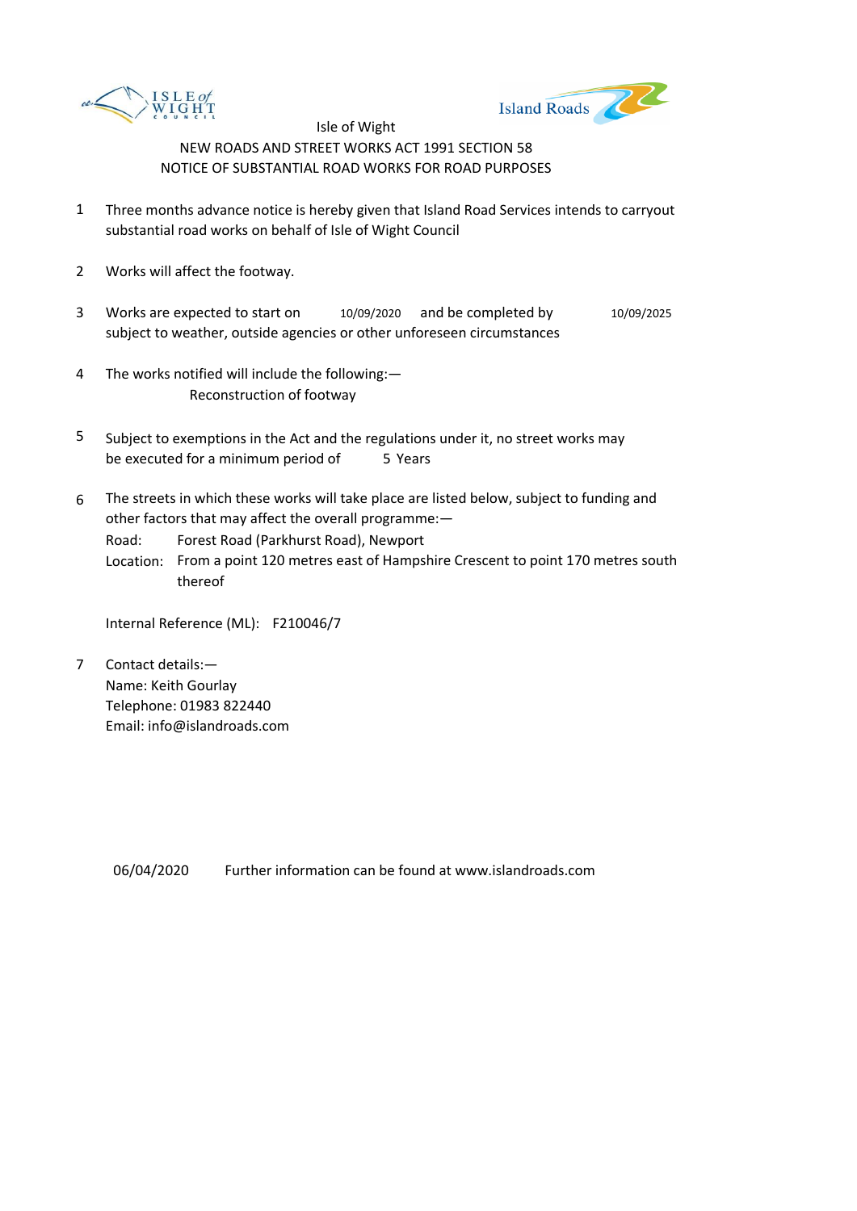Isle of Wight

NEW ROADS AND STREET WORKS ACT 1991 SECTION 58

NOTICE OF SUBSTANTIAL ROAD WORKS FOR ROAD PURPOSES

1. Three months advance notice is hereby given that Island Road Services intends to carryout substantial road works on behalf of Isle of Wight Council

2. Works will affect the footway.

3. Works are expected to start on 10/09/2020 and be completed by 10/09/2025 subject to weather, outside agencies or other unforeseen circumstances

4. The works notified will include the following:—
   Reconstruction of footway

5. Subject to exemptions in the Act and the regulations under it, no street works may be executed for a minimum period of 5 Years

6. The streets in which these works will take place are listed below, subject to funding and other factors that may affect the overall programme:—
   Road: Forest Road (Parkhurst Road), Newport
   Location: From a point 120 metres east of Hampshire Crescent to point 170 metres south thereof

   Internal Reference (ML): F210046/7

7. Contact details:—
   Name: Keith Gourlay
   Telephone: 01983 822440
   Email: info@islandroads.com

06/04/2020 Further information can be found at www.islandroads.com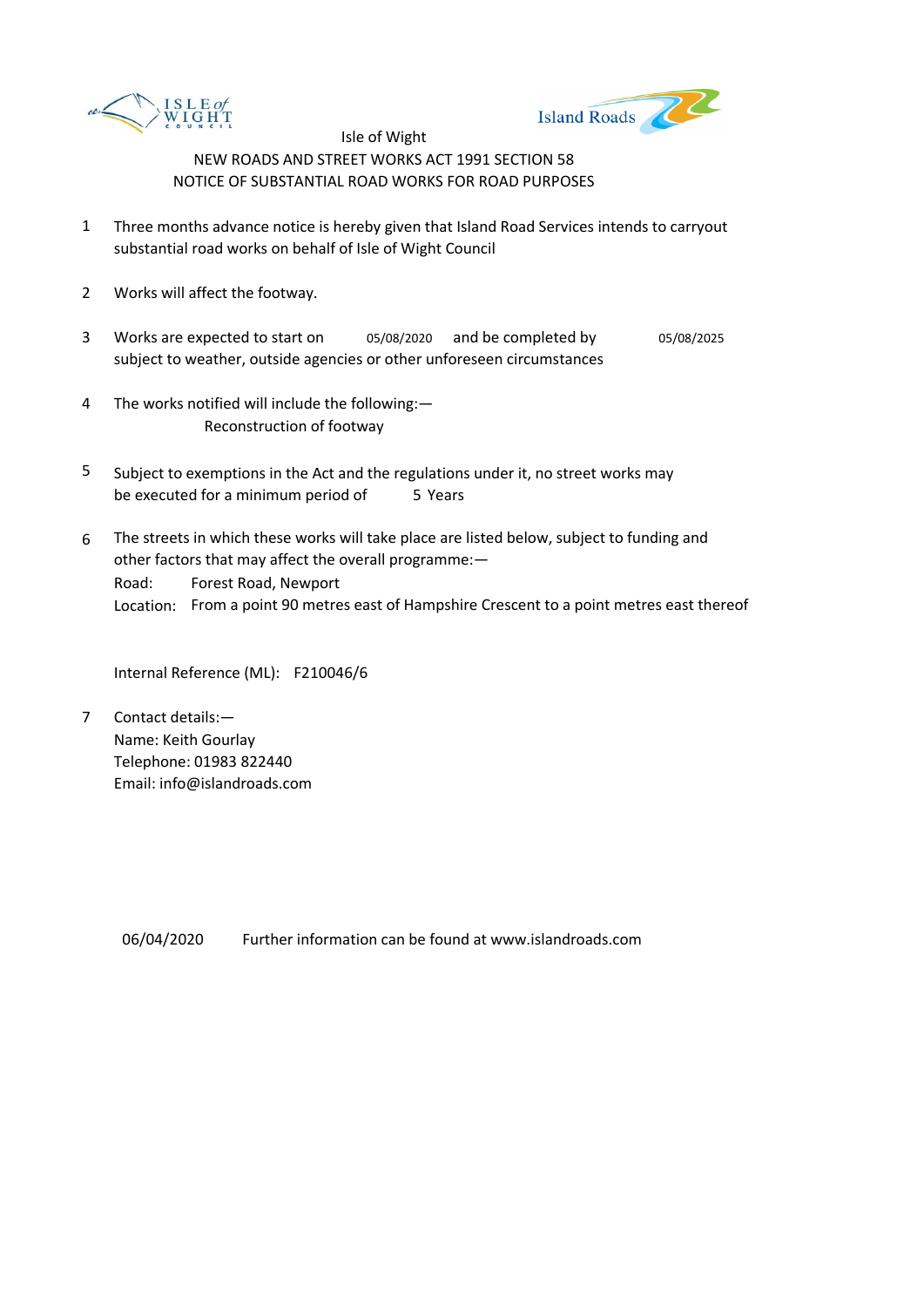Isle of Wight

NEW ROADS AND STREET WORKS ACT 1991 SECTION 58

NOTICE OF SUBSTANTIAL ROAD WORKS FOR ROAD PURPOSES

1. Three months advance notice is hereby given that Island Road Services intends to carryout substantial road works on behalf of Isle of Wight Council

2. Works will affect the footway.

3. Works are expected to start on 05/08/2020 and be completed by 05/08/2025 subject to weather, outside agencies or other unforeseen circumstances

4. The works notified will include the following:—
   Reconstruction of footway

5. Subject to exemptions in the Act and the regulations under it, no street works may be executed for a minimum period of 5 Years

6. The streets in which these works will take place are listed below, subject to funding and other factors that may affect the overall programme:—
   Road: Forest Road, Newport
   Location: From a point 90 metres east of Hampshire Crescent to a point metres east thereof

   Internal Reference (ML): F210046/6

7. Contact details:—
   Name: Keith Gourlay
   Telephone: 01983 822440
   Email: info@islandroads.com

06/04/2020 Further information can be found at www.islandroads.com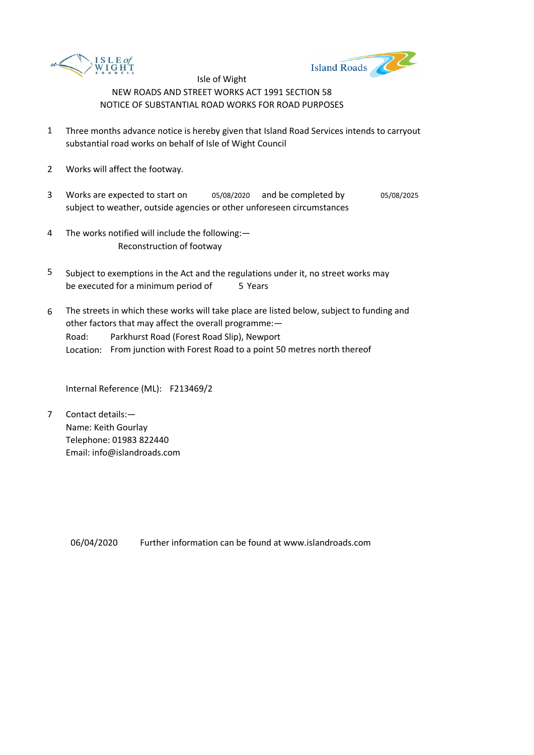Isle of Wight

NEW ROADS AND STREET WORKS ACT 1991 SECTION 58

NOTICE OF SUBSTANTIAL ROAD WORKS FOR ROAD PURPOSES

1. Three months advance notice is hereby given that Island Road Services intends to carryout substantial road works on behalf of Isle of Wight Council

2. Works will affect the footway.

3. Works are expected to start on 05/08/2020 and be completed by 05/08/2025 subject to weather, outside agencies or other unforeseen circumstances

4. The works notified will include the following:—
   Reconstruction of footway

5. Subject to exemptions in the Act and the regulations under it, no street works may be executed for a minimum period of 5 Years

6. The streets in which these works will take place are listed below, subject to funding and other factors that may affect the overall programme:—
   Road: Parkhurst Road (Forest Road Slip), Newport
   Location: From junction with Forest Road to a point 50 metres north thereof

   Internal Reference (ML): F213469/2

7. Contact details:—
   Name: Keith Gourlay
   Telephone: 01983 822440
   Email: info@islandroads.com

06/04/2020 Further information can be found at www.islandroads.com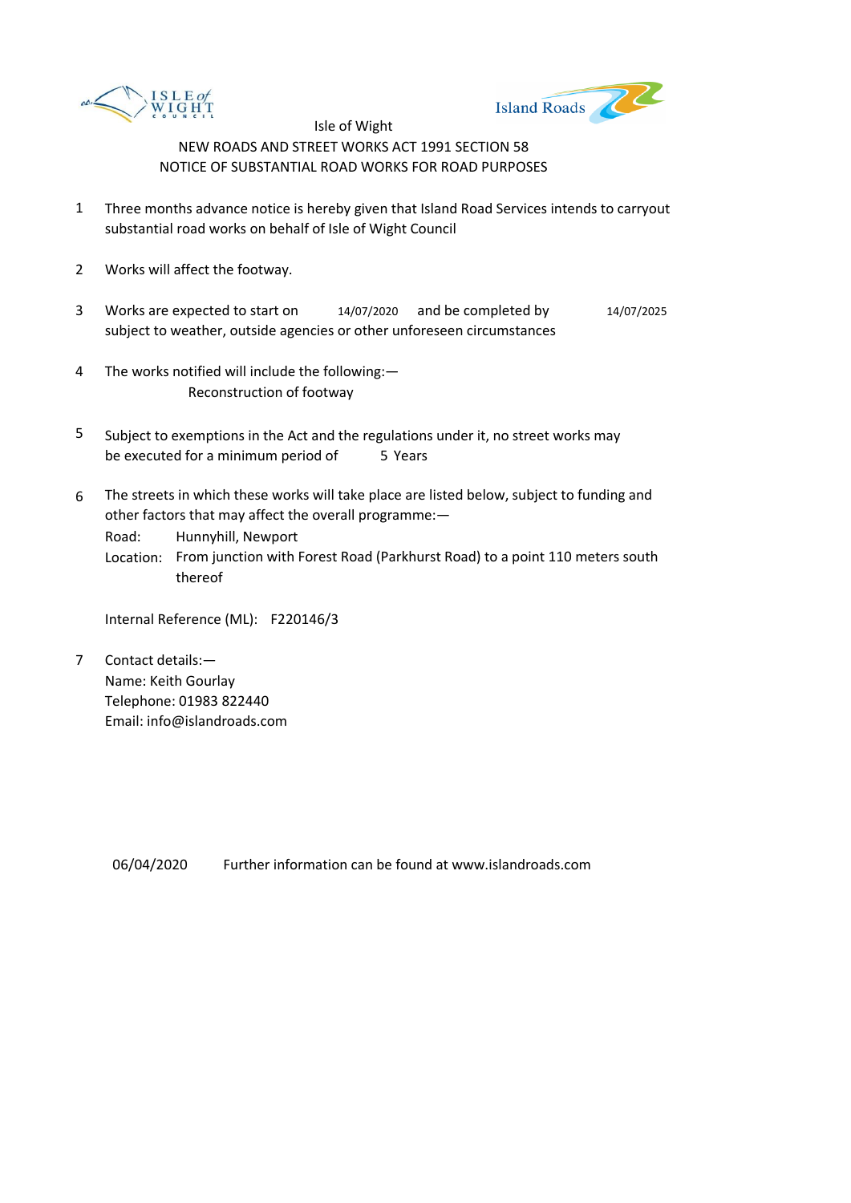Isle of Wight

NEW ROADS AND STREET WORKS ACT 1991 SECTION 58

NOTICE OF SUBSTANTIAL ROAD WORKS FOR ROAD PURPOSES

1. Three months advance notice is hereby given that Island Road Services intends to carryout substantial road works on behalf of Isle of Wight Council

2. Works will affect the footway.

3. Works are expected to start on 14/07/2020 and be completed by 14/07/2025 subject to weather, outside agencies or other unforeseen circumstances

4. The works notified will include the following:—
   Reconstruction of footway

5. Subject to exemptions in the Act and the regulations under it, no street works may be executed for a minimum period of 5 Years

6. The streets in which these works will take place are listed below, subject to funding and other factors that may affect the overall programme:—
   Road: Hunnyhill, Newport
   Location: From junction with Forest Road (Parkhurst Road) to a point 110 meters south thereof

   Internal Reference (ML): F220146/3

7. Contact details:—
   Name: Keith Gourlay
   Telephone: 01983 822440
   Email: info@islandroads.com

06/04/2020 Further information can be found at www.islandroads.com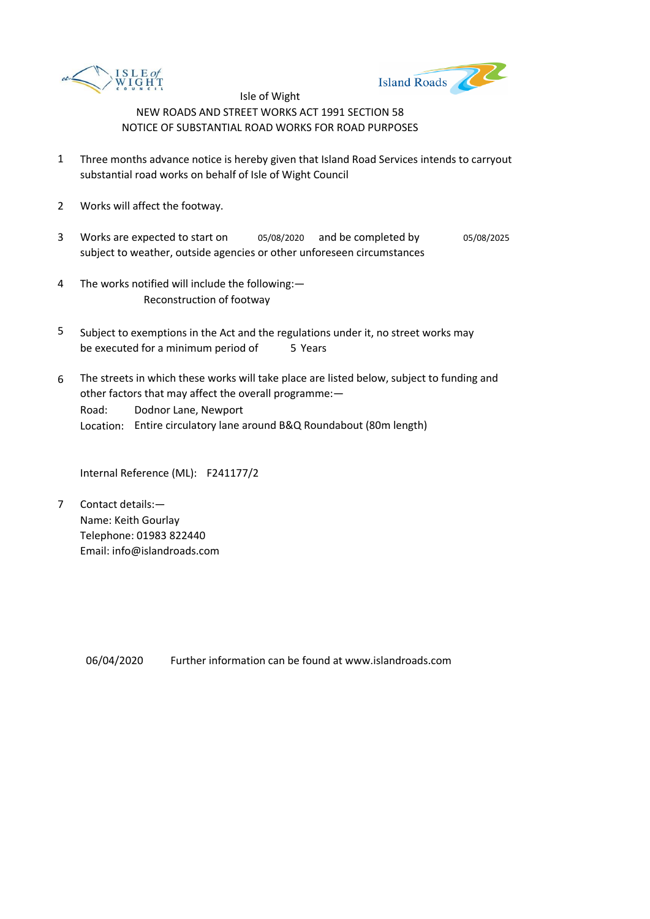Isle of Wight

NEW ROADS AND STREET WORKS ACT 1991 SECTION 58

NOTICE OF SUBSTANTIAL ROAD WORKS FOR ROAD PURPOSES

1. Three months advance notice is hereby given that Island Road Services intends to carryout substantial road works on behalf of Isle of Wight Council

2. Works will affect the footway.

3. Works are expected to start on 05/08/2020 and be completed by 05/08/2025 subject to weather, outside agencies or other unforeseen circumstances

4. The works notified will include the following:—
   Reconstruction of footway

5. Subject to exemptions in the Act and the regulations under it, no street works may be executed for a minimum period of 5 Years

6. The streets in which these works will take place are listed below, subject to funding and other factors that may affect the overall programme:—
   Road: Dodnor Lane, Newport
   Location: Entire circulatory lane around B&Q Roundabout (80m length)

   Internal Reference (ML): F241177/2

7. Contact details:—
   Name: Keith Gourlay
   Telephone: 01983 822440
   Email: info@islandroads.com

06/04/2020 Further information can be found at www.islandroads.com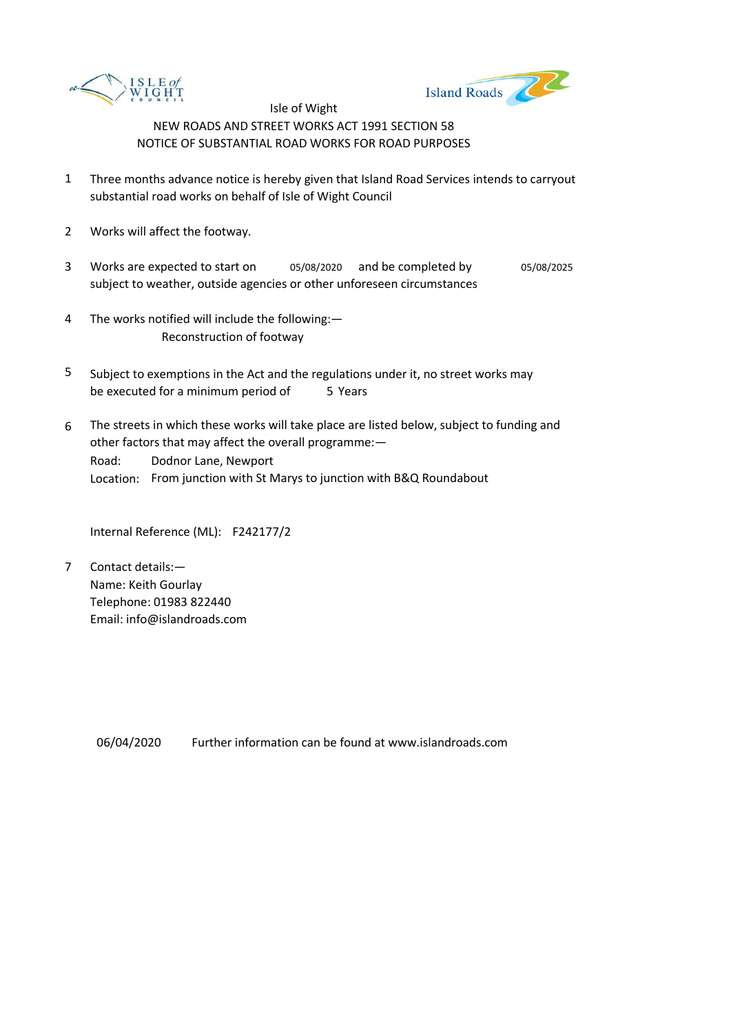Isle of Wight

NEW ROADS AND STREET WORKS ACT 1991 SECTION 58

NOTICE OF SUBSTANTIAL ROAD WORKS FOR ROAD PURPOSES

1. Three months advance notice is hereby given that Island Road Services intends to carryout substantial road works on behalf of Isle of Wight Council

2. Works will affect the footway.

3. Works are expected to start on 05/08/2020 and be completed by 05/08/2025 subject to weather, outside agencies or other unforeseen circumstances

4. The works notified will include the following:—
   Reconstruction of footway

5. Subject to exemptions in the Act and the regulations under it, no street works may be executed for a minimum period of 5 Years

6. The streets in which these works will take place are listed below, subject to funding and other factors that may affect the overall programme:—
   Road: Dodnor Lane, Newport
   Location: From junction with St Marys to junction with B&Q Roundabout

   Internal Reference (ML): F242177/2

7. Contact details:—
   Name: Keith Gourlay
   Telephone: 01983 822440
   Email: info@islandroads.com

06/04/2020 Further information can be found at www.islandroads.com